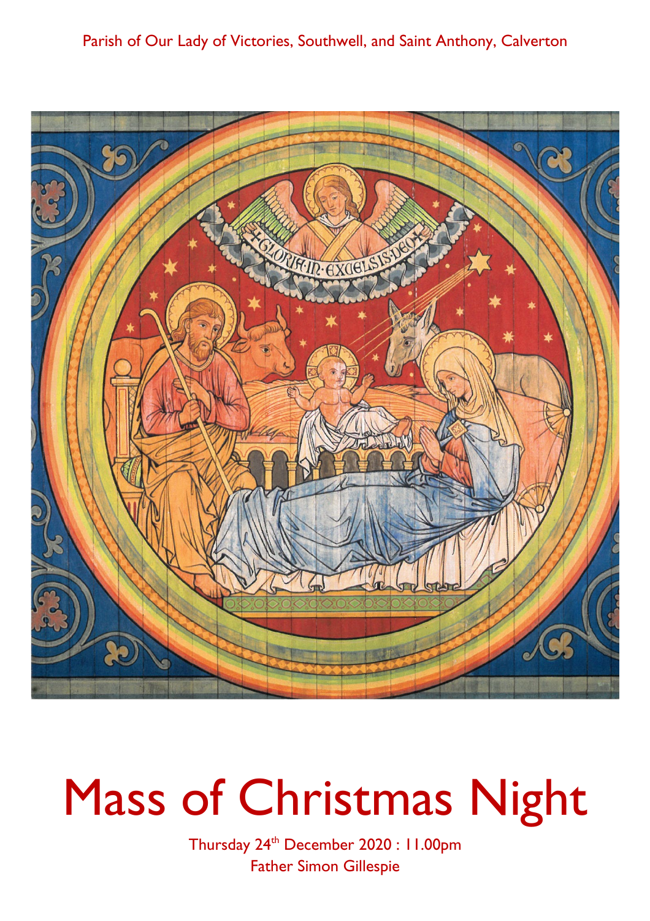Parish of Our Lady of Victories, Southwell, and Saint Anthony, Calverton

# Mass of Christmas Night

Thursday 24th December 2020 : 11.00pm

Father Simon Gillespie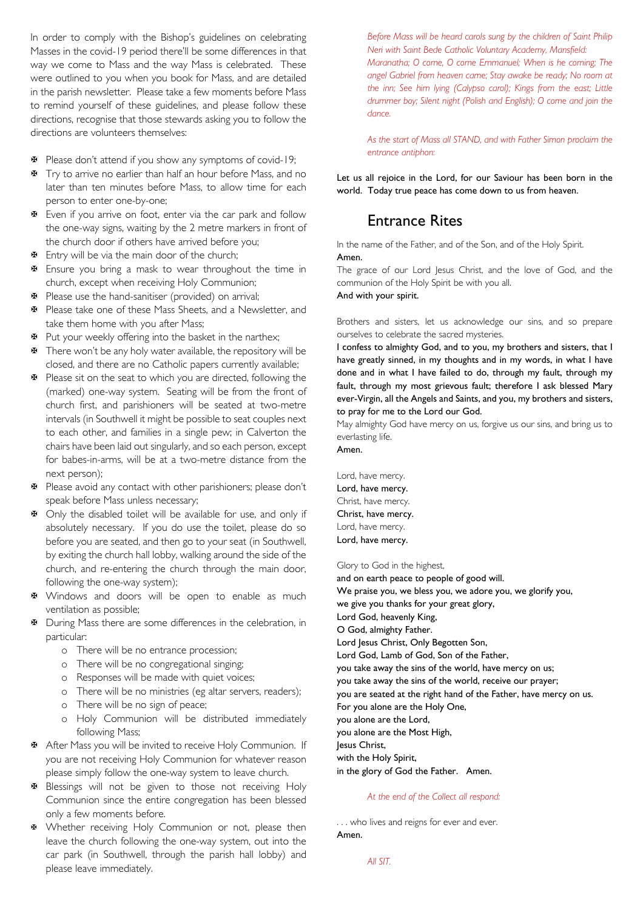In order to comply with the Bishop's guidelines on celebrating Masses in the covid-19 period there'll be some differences in that way we come to Mass and the way Mass is celebrated. These were outlined to you when you book for Mass, and are detailed in the parish newsletter. Please take a few moments before Mass to remind yourself of these guidelines, and please follow these directions, recognise that those stewards asking you to follow the directions are volunteers themselves:

- Please don't attend if you show any symptoms of covid-19;
- Try to arrive no earlier than half an hour before Mass, and no later than ten minutes before Mass, to allow time for each person to enter one-by-one;
- Even if you arrive on foot, enter via the car park and follow the one-way signs, waiting by the 2 metre markers in front of the church door if others have arrived before you;
- Entry will be via the main door of the church;
- Ensure you bring a mask to wear throughout the time in church, except when receiving Holy Communion;
- Please use the hand-sanitiser (provided) on arrival;
- Please take one of these Mass Sheets, and a Newsletter, and take them home with you after Mass;
- Put your weekly offering into the basket in the narthex;
- There won't be any holy water available, the repository will be closed, and there are no Catholic papers currently available;
- Please sit on the seat to which you are directed, following the (marked) one-way system. Seating will be from the front of church first, and parishioners will be seated at two-metre intervals (in Southwell it might be possible to seat couples next to each other, and families in a single pew; in Calverton the chairs have been laid out singularly, and so each person, except for babes-in-arms, will be at a two-metre distance from the next person);
- Please avoid any contact with other parishioners; please don't speak before Mass unless necessary;
- Only the disabled toilet will be available for use, and only if absolutely necessary. If you do use the toilet, please do so before you are seated, and then go to your seat (in Southwell, by exiting the church hall lobby, walking around the side of the church, and re-entering the church through the main door, following the one-way system);
- Windows and doors will be open to enable as much ventilation as possible;
- During Mass there are some differences in the celebration, in particular:
  - There will be no entrance procession;
  - There will be no congregational singing;
  - Responses will be made with quiet voices;
  - There will be no ministries (eg altar servers, readers);
  - There will be no sign of peace;
  - Holy Communion will be distributed immediately following Mass;
- After Mass you will be invited to receive Holy Communion. If you are not receiving Holy Communion for whatever reason please simply follow the one-way system to leave church.
- Blessings will not be given to those not receiving Holy Communion since the entire congregation has been blessed only a few moments before.
- Whether receiving Holy Communion or not, please then leave the church following the one-way system, out into the car park (in Southwell, through the parish hall lobby) and please leave immediately.

*Before Mass will be heard carols sung by the children of Saint Philip Neri with Saint Bede Catholic Voluntary Academy, Mansfield: Maranatha; O come, O come Emmanuel; When is he coming; The angel Gabriel from heaven came; Stay awake be ready; No room at the inn; See him lying (Calypso carol); Kings from the east; Little drummer boy; Silent night (Polish and English); O come and join the dance.*

*As the start of Mass all STAND, and with Father Simon proclaim the entrance antiphon:*

Let us all rejoice in the Lord, for our Saviour has been born in the world. Today true peace has come down to us from heaven.

## Entrance Rites

In the name of the Father, and of the Son, and of the Holy Spirit.
**Amen.**
The grace of our Lord Jesus Christ, and the love of God, and the communion of the Holy Spirit be with you all.
**And with your spirit.**

Brothers and sisters, let us acknowledge our sins, and so prepare ourselves to celebrate the sacred mysteries.
**I confess to almighty God, and to you, my brothers and sisters, that I have greatly sinned, in my thoughts and in my words, in what I have done and in what I have failed to do, through my fault, through my fault, through my most grievous fault; therefore I ask blessed Mary ever-Virgin, all the Angels and Saints, and you, my brothers and sisters, to pray for me to the Lord our God.**
May almighty God have mercy on us, forgive us our sins, and bring us to everlasting life.
**Amen.**

Lord, have mercy.
**Lord, have mercy.**
Christ, have mercy.
**Christ, have mercy.**
Lord, have mercy.
**Lord, have mercy.**

Glory to God in the highest,
**and on earth peace to people of good will.**
**We praise you, we bless you, we adore you, we glorify you,**
**we give you thanks for your great glory,**
**Lord God, heavenly King,**
**O God, almighty Father.**
**Lord Jesus Christ, Only Begotten Son,**
**Lord God, Lamb of God, Son of the Father,**
**you take away the sins of the world, have mercy on us;**
**you take away the sins of the world, receive our prayer;**
**you are seated at the right hand of the Father, have mercy on us.**
**For you alone are the Holy One,**
**you alone are the Lord,**
**you alone are the Most High,**
**Jesus Christ,**
**with the Holy Spirit,**
**in the glory of God the Father. Amen.**

*At the end of the Collect all respond:*

. . . who lives and reigns for ever and ever.
**Amen.**

*All SIT.*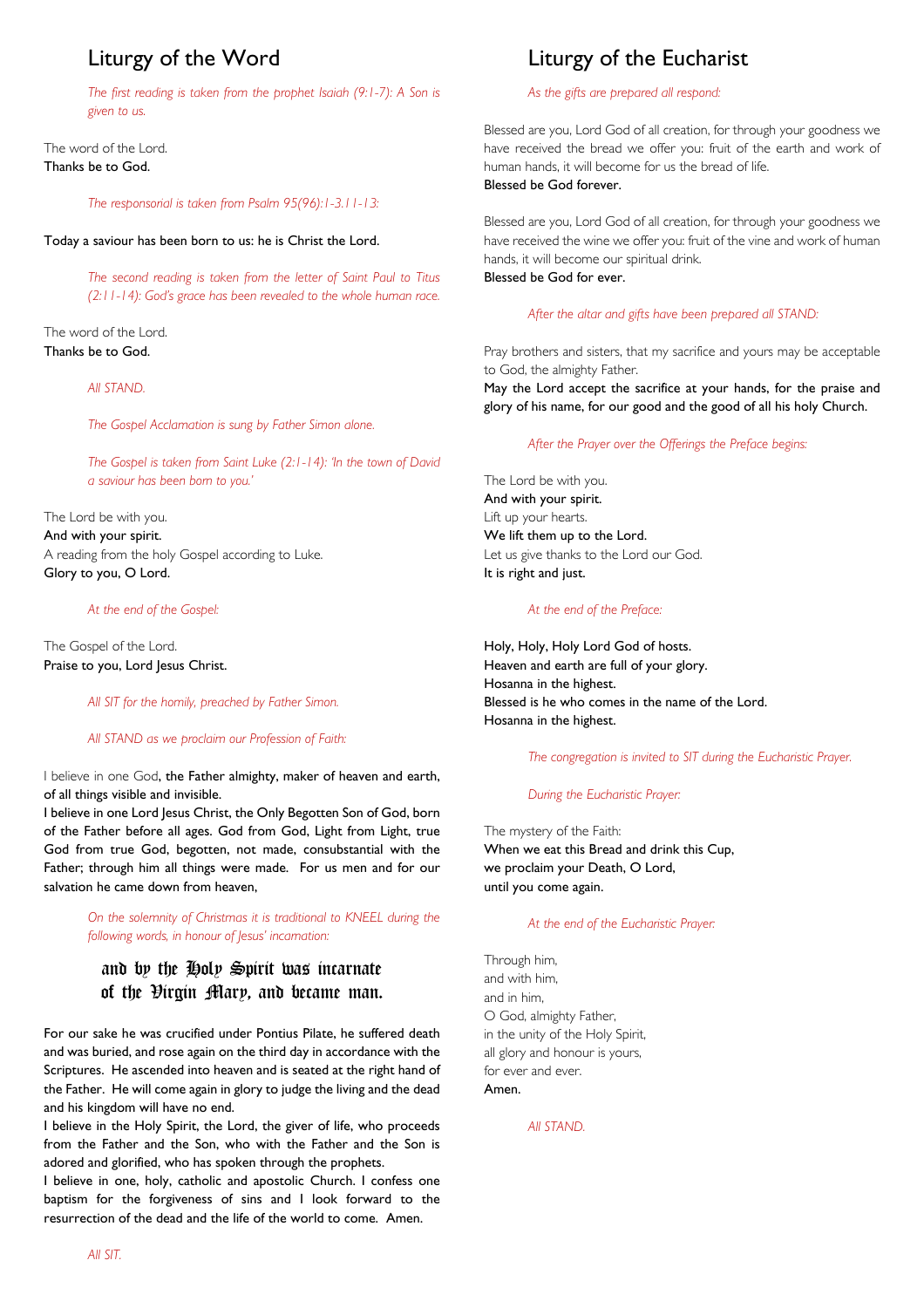# Liturgy of the Word

*The first reading is taken from the prophet Isaiah (9:1-7): A Son is given to us.*

The word of the Lord.
**Thanks be to God.**

*The responsorial is taken from Psalm 95(96):1-3.11-13:*

**Today a saviour has been born to us: he is Christ the Lord.**

*The second reading is taken from the letter of Saint Paul to Titus (2:11-14): God's grace has been revealed to the whole human race.*

The word of the Lord.
**Thanks be to God.**

*All STAND.*

*The Gospel Acclamation is sung by Father Simon alone.*

*The Gospel is taken from Saint Luke (2:1-14): 'In the town of David a saviour has been born to you.'*

The Lord be with you.
**And with your spirit.**
A reading from the holy Gospel according to Luke.
**Glory to you, O Lord.**

*At the end of the Gospel:*

The Gospel of the Lord.
**Praise to you, Lord Jesus Christ.**

*All SIT for the homily, preached by Father Simon.*

*All STAND as we proclaim our Profession of Faith:*

I believe in one God, **the Father almighty, maker of heaven and earth, of all things visible and invisible.**
**I believe in one Lord Jesus Christ, the Only Begotten Son of God, born of the Father before all ages. God from God, Light from Light, true God from true God, begotten, not made, consubstantial with the Father; through him all things were made. For us men and for our salvation he came down from heaven,**

*On the solemnity of Christmas it is traditional to KNEEL during the following words, in honour of Jesus' incarnation:*

**and by the Holy Spirit was incarnate of the Virgin Mary, and became man.**

**For our sake he was crucified under Pontius Pilate, he suffered death and was buried, and rose again on the third day in accordance with the Scriptures. He ascended into heaven and is seated at the right hand of the Father. He will come again in glory to judge the living and the dead and his kingdom will have no end.**
**I believe in the Holy Spirit, the Lord, the giver of life, who proceeds from the Father and the Son, who with the Father and the Son is adored and glorified, who has spoken through the prophets.**
**I believe in one, holy, catholic and apostolic Church. I confess one baptism for the forgiveness of sins and I look forward to the resurrection of the dead and the life of the world to come. Amen.**

*All SIT.*

# Liturgy of the Eucharist

*As the gifts are prepared all respond:*

Blessed are you, Lord God of all creation, for through your goodness we have received the bread we offer you: fruit of the earth and work of human hands, it will become for us the bread of life.
**Blessed be God forever.**

Blessed are you, Lord God of all creation, for through your goodness we have received the wine we offer you: fruit of the vine and work of human hands, it will become our spiritual drink.
**Blessed be God for ever.**

*After the altar and gifts have been prepared all STAND:*

Pray brothers and sisters, that my sacrifice and yours may be acceptable to God, the almighty Father.
**May the Lord accept the sacrifice at your hands, for the praise and glory of his name, for our good and the good of all his holy Church.**

*After the Prayer over the Offerings the Preface begins:*

The Lord be with you.
**And with your spirit.**
Lift up your hearts.
**We lift them up to the Lord.**
Let us give thanks to the Lord our God.
**It is right and just.**

*At the end of the Preface:*

**Holy, Holy, Holy Lord God of hosts.**
**Heaven and earth are full of your glory.**
**Hosanna in the highest.**
**Blessed is he who comes in the name of the Lord.**
**Hosanna in the highest.**

*The congregation is invited to SIT during the Eucharistic Prayer.*

*During the Eucharistic Prayer:*

The mystery of the Faith:
**When we eat this Bread and drink this Cup,**
**we proclaim your Death, O Lord,**
**until you come again.**

*At the end of the Eucharistic Prayer:*

Through him,
and with him,
and in him,
O God, almighty Father,
in the unity of the Holy Spirit,
all glory and honour is yours,
for ever and ever.
**Amen.**

*All STAND.*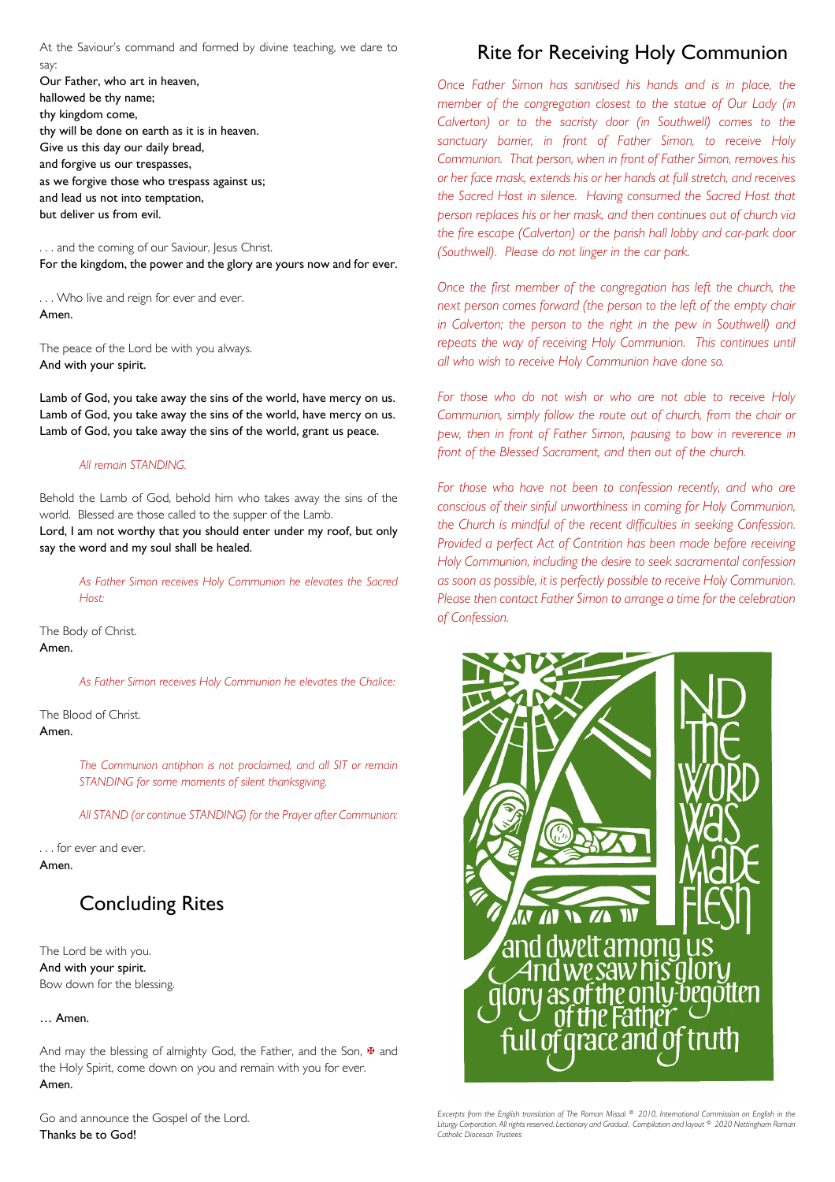At the Saviour's command and formed by divine teaching, we dare to say:

**Our Father, who art in heaven,**
**hallowed be thy name;**
**thy kingdom come,**
**thy will be done on earth as it is in heaven.**
**Give us this day our daily bread,**
**and forgive us our trespasses,**
**as we forgive those who trespass against us;**
**and lead us not into temptation,**
**but deliver us from evil.**

. . . and the coming of our Saviour, Jesus Christ.
**For the kingdom, the power and the glory are yours now and for ever.**

. . . Who live and reign for ever and ever.
**Amen.**

The peace of the Lord be with you always.
**And with your spirit.**

**Lamb of God, you take away the sins of the world, have mercy on us.**
**Lamb of God, you take away the sins of the world, have mercy on us.**
**Lamb of God, you take away the sins of the world, grant us peace.**

*All remain STANDING.*

Behold the Lamb of God, behold him who takes away the sins of the world. Blessed are those called to the supper of the Lamb.
**Lord, I am not worthy that you should enter under my roof, but only say the word and my soul shall be healed.**

*As Father Simon receives Holy Communion he elevates the Sacred Host:*

The Body of Christ.
**Amen.**

*As Father Simon receives Holy Communion he elevates the Chalice:*

The Blood of Christ.
**Amen.**

*The Communion antiphon is not proclaimed, and all SIT or remain STANDING for some moments of silent thanksgiving.*

*All STAND (or continue STANDING) for the Prayer after Communion:*

. . . for ever and ever.
**Amen.**

## Concluding Rites

The Lord be with you.
**And with your spirit.**
Bow down for the blessing.

… **Amen.**

And may the blessing of almighty God, the Father, and the Son, ✠ and the Holy Spirit, come down on you and remain with you for ever.
**Amen.**

Go and announce the Gospel of the Lord.
**Thanks be to God!**

## Rite for Receiving Holy Communion

*Once Father Simon has sanitised his hands and is in place, the member of the congregation closest to the statue of Our Lady (in Calverton) or to the sacristy door (in Southwell) comes to the sanctuary barrier, in front of Father Simon, to receive Holy Communion. That person, when in front of Father Simon, removes his or her face mask, extends his or her hands at full stretch, and receives the Sacred Host in silence. Having consumed the Sacred Host that person replaces his or her mask, and then continues out of church via the fire escape (Calverton) or the parish hall lobby and car-park door (Southwell). Please do not linger in the car park.*

*Once the first member of the congregation has left the church, the next person comes forward (the person to the left of the empty chair in Calverton; the person to the right in the pew in Southwell) and repeats the way of receiving Holy Communion. This continues until all who wish to receive Holy Communion have done so.*

*For those who do not wish or who are not able to receive Holy Communion, simply follow the route out of church, from the chair or pew, then in front of Father Simon, pausing to bow in reverence in front of the Blessed Sacrament, and then out of the church.*

*For those who have not been to confession recently, and who are conscious of their sinful unworthiness in coming for Holy Communion, the Church is mindful of the recent difficulties in seeking Confession. Provided a perfect Act of Contrition has been made before receiving Holy Communion, including the desire to seek sacramental confession as soon as possible, it is perfectly possible to receive Holy Communion. Please then contact Father Simon to arrange a time for the celebration of Confession.*

AND THE WORD WAS MADE FLESH
and dwelt among us
And we saw his glory
glory as of the only-begotten of the Father
full of grace and of truth

*Excerpts from the English translation of The Roman Missal © 2010, International Commission on English in the Liturgy Corporation. All rights reserved. Lectionary and Gradual. Compilation and layout © 2020 Nottingham Roman Catholic Diocesan Trustees*